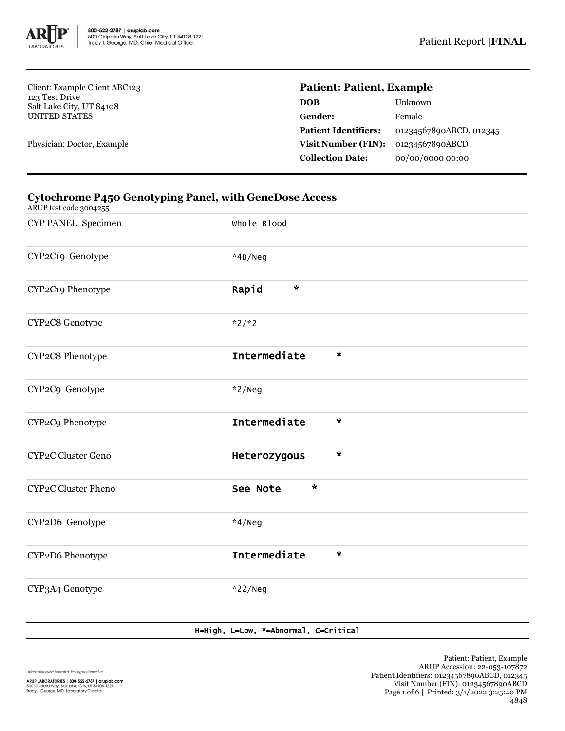Client: Example Client ABC123
123 Test Drive
Salt Lake City, UT 84108
UNITED STATES

Physician: Doctor, Example

**Patient: Patient, Example**

| | |
|---|---|
| **DOB** | Unknown |
| **Gender:** | Female |
| **Patient Identifiers:** | 01234567890ABCD, 012345 |
| **Visit Number (FIN):** | 01234567890ABCD |
| **Collection Date:** | 00/00/0000 00:00 |

## Cytochrome P450 Genotyping Panel, with GeneDose Access

ARUP test code 3004255

| | |
|---|---|
| CYP PANEL Specimen | Whole Blood |
| CYP2C19 Genotype | *4B/Neg |
| CYP2C19 Phenotype | **Rapid** * |
| CYP2C8 Genotype | *2/*2 |
| CYP2C8 Phenotype | **Intermediate** * |
| CYP2C9 Genotype | *2/Neg |
| CYP2C9 Phenotype | **Intermediate** * |
| CYP2C Cluster Geno | **Heterozygous** * |
| CYP2C Cluster Pheno | **See Note** * |
| CYP2D6 Genotype | *4/Neg |
| CYP2D6 Phenotype | **Intermediate** * |
| CYP3A4 Genotype | *22/Neg |

H=High, L=Low, *=Abnormal, C=Critical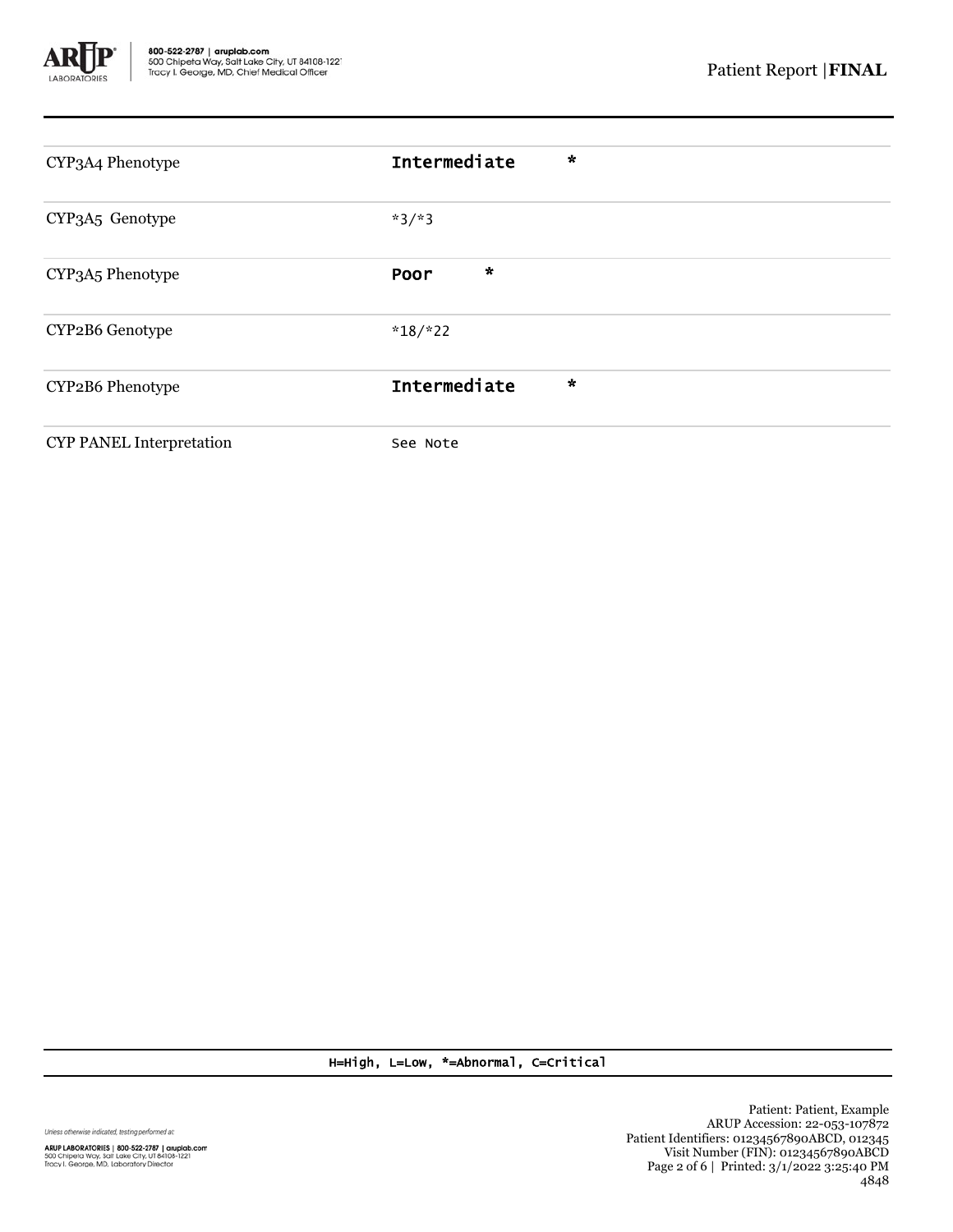| | | |
|---|---|---|
| CYP3A4 Phenotype | **Intermediate** | * |
| CYP3A5 Genotype | *3/*3 | |
| CYP3A5 Phenotype | **Poor** | * |
| CYP2B6 Genotype | *18/*22 | |
| CYP2B6 Phenotype | **Intermediate** | * |
| CYP PANEL Interpretation | See Note | |

H=High, L=Low, *=Abnormal, C=Critical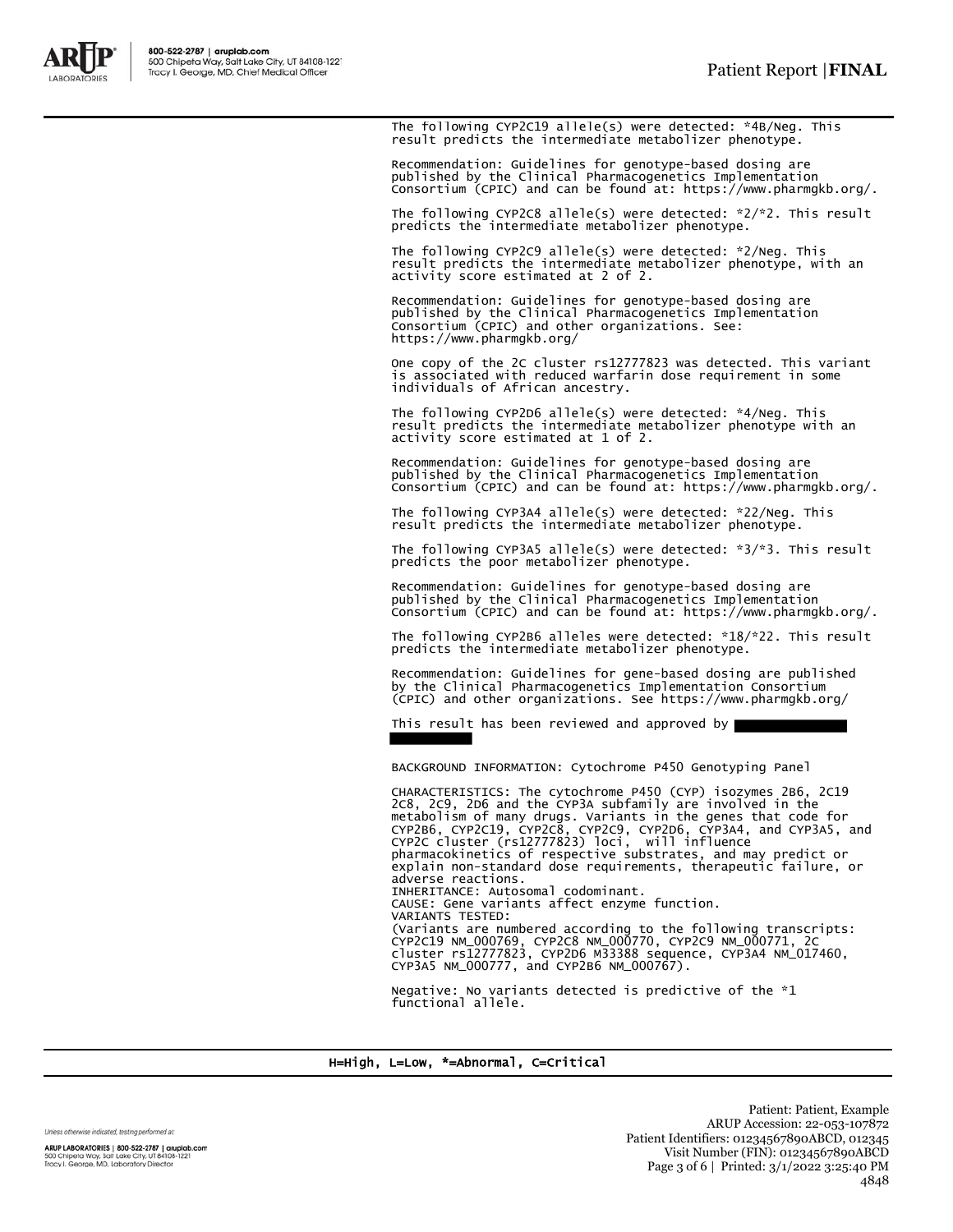The following CYP2C19 allele(s) were detected: *4B/Neg. This result predicts the intermediate metabolizer phenotype.

Recommendation: Guidelines for genotype-based dosing are published by the Clinical Pharmacogenetics Implementation Consortium (CPIC) and can be found at: https://www.pharmgkb.org/.

The following CYP2C8 allele(s) were detected: *2/*2. This result predicts the intermediate metabolizer phenotype.

The following CYP2C9 allele(s) were detected: *2/Neg. This result predicts the intermediate metabolizer phenotype, with an activity score estimated at 2 of 2.

Recommendation: Guidelines for genotype-based dosing are published by the Clinical Pharmacogenetics Implementation Consortium (CPIC) and other organizations. See: https://www.pharmgkb.org/

One copy of the 2C cluster rs12777823 was detected. This variant is associated with reduced warfarin dose requirement in some individuals of African ancestry.

The following CYP2D6 allele(s) were detected: *4/Neg. This result predicts the intermediate metabolizer phenotype with an activity score estimated at 1 of 2.

Recommendation: Guidelines for genotype-based dosing are published by the Clinical Pharmacogenetics Implementation Consortium (CPIC) and can be found at: https://www.pharmgkb.org/.

The following CYP3A4 allele(s) were detected: *22/Neg. This result predicts the intermediate metabolizer phenotype.

The following CYP3A5 allele(s) were detected: *3/*3. This result predicts the poor metabolizer phenotype.

Recommendation: Guidelines for genotype-based dosing are published by the Clinical Pharmacogenetics Implementation Consortium (CPIC) and can be found at: https://www.pharmgkb.org/.

The following CYP2B6 alleles were detected: *18/*22. This result predicts the intermediate metabolizer phenotype.

Recommendation: Guidelines for gene-based dosing are published by the Clinical Pharmacogenetics Implementation Consortium (CPIC) and other organizations. See https://www.pharmgkb.org/

This result has been reviewed and approved by [REDACTED]

BACKGROUND INFORMATION: Cytochrome P450 Genotyping Panel

CHARACTERISTICS: The cytochrome P450 (CYP) isozymes 2B6, 2C19 2C8, 2C9, 2D6 and the CYP3A subfamily are involved in the metabolism of many drugs. Variants in the genes that code for CYP2B6, CYP2C19, CYP2C8, CYP2C9, CYP2D6, CYP3A4, and CYP3A5, and CYP2C cluster (rs12777823) loci, will influence pharmacokinetics of respective substrates, and may predict or explain non-standard dose requirements, therapeutic failure, or adverse reactions.
INHERITANCE: Autosomal codominant.
CAUSE: Gene variants affect enzyme function.
VARIANTS TESTED:
(Variants are numbered according to the following transcripts: CYP2C19 NM_000769, CYP2C8 NM_000770, CYP2C9 NM_000771, 2C cluster rs12777823, CYP2D6 M33388 sequence, CYP3A4 NM_017460, CYP3A5 NM_000777, and CYP2B6 NM_000767).

Negative: No variants detected is predictive of the *1 functional allele.

H=High, L=Low, *=Abnormal, C=Critical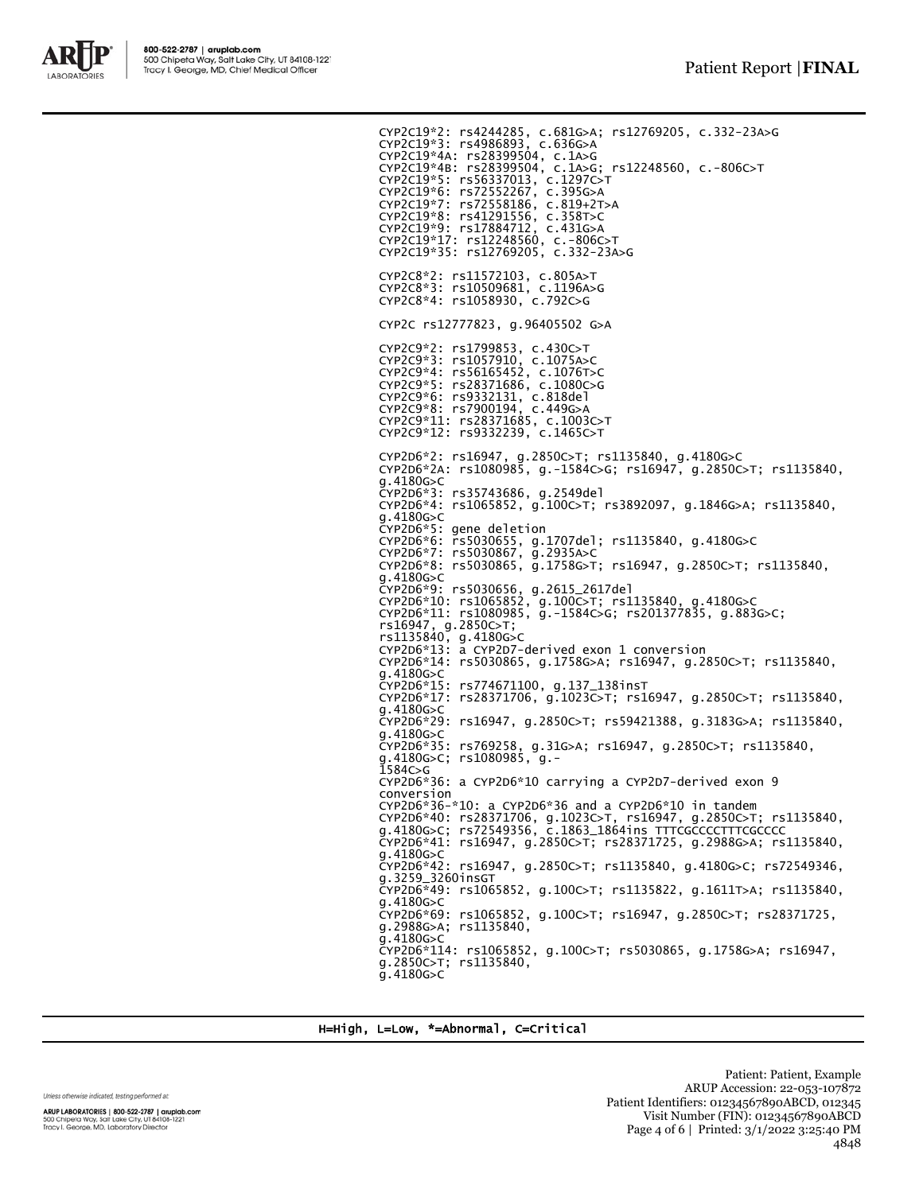CYP2C19*2: rs4244285, c.681G>A; rs12769205, c.332-23A>G
CYP2C19*3: rs4986893, c.636G>A
CYP2C19*4A: rs28399504, c.1A>G
CYP2C19*4B: rs28399504, c.1A>G; rs12248560, c.-806C>T
CYP2C19*5: rs56337013, c.1297C>T
CYP2C19*6: rs72552267, c.395G>A
CYP2C19*7: rs72558186, c.819+2T>A
CYP2C19*8: rs41291556, c.358T>C
CYP2C19*9: rs17884712, c.431G>A
CYP2C19*17: rs12248560, c.-806C>T
CYP2C19*35: rs12769205, c.332-23A>G

CYP2C8*2: rs11572103, c.805A>T
CYP2C8*3: rs10509681, c.1196A>G
CYP2C8*4: rs1058930, c.792C>G

CYP2C rs12777823, g.96405502 G>A

CYP2C9*2: rs1799853, c.430C>T
CYP2C9*3: rs1057910, c.1075A>C
CYP2C9*4: rs56165452, c.1076T>C
CYP2C9*5: rs28371686, c.1080C>G
CYP2C9*6: rs9332131, c.818del
CYP2C9*8: rs7900194, c.449G>A
CYP2C9*11: rs28371685, c.1003C>T
CYP2C9*12: rs9332239, c.1465C>T

CYP2D6*2: rs16947, g.2850C>T; rs1135840, g.4180G>C
CYP2D6*2A: rs1080985, g.-1584C>G; rs16947, g.2850C>T; rs1135840, g.4180G>C
CYP2D6*3: rs35743686, g.2549del
CYP2D6*4: rs1065852, g.100C>T; rs3892097, g.1846G>A; rs1135840, g.4180G>C
CYP2D6*5: gene deletion
CYP2D6*6: rs5030655, g.1707del; rs1135840, g.4180G>C
CYP2D6*7: rs5030867, g.2935A>C
CYP2D6*8: rs5030865, g.1758G>T; rs16947, g.2850C>T; rs1135840, g.4180G>C
CYP2D6*9: rs5030656, g.2615_2617del
CYP2D6*10: rs1065852, g.100C>T; rs1135840, g.4180G>C
CYP2D6*11: rs1080985, g.-1584C>G; rs201377835, g.883G>C; rs16947, g.2850C>T;
rs1135840, g.4180G>C
CYP2D6*13: a CYP2D7-derived exon 1 conversion
CYP2D6*14: rs5030865, g.1758G>A; rs16947, g.2850C>T; rs1135840, g.4180G>C
CYP2D6*15: rs774671100, g.137_138insT
CYP2D6*17: rs28371706, g.1023C>T; rs16947, g.2850C>T; rs1135840, g.4180G>C
CYP2D6*29: rs16947, g.2850C>T; rs59421388, g.3183G>A; rs1135840, g.4180G>C
CYP2D6*35: rs769258, g.31G>A; rs16947, g.2850C>T; rs1135840, g.4180G>C; rs1080985, g.-1584C>G
CYP2D6*36: a CYP2D6*10 carrying a CYP2D7-derived exon 9 conversion
CYP2D6*36-*10: a CYP2D6*36 and a CYP2D6*10 in tandem
CYP2D6*40: rs28371706, g.1023C>T, rs16947, g.2850C>T; rs1135840, g.4180G>C; rs72549356, c.1863_1864ins TTTCGCCCCTTTCGCCCC
CYP2D6*41: rs16947, g.2850C>T; rs28371725, g.2988G>A; rs1135840, g.4180G>C
CYP2D6*42: rs16947, g.2850C>T; rs1135840, g.4180G>C; rs72549346, g.3259_3260insGT
CYP2D6*49: rs1065852, g.100C>T; rs1135822, g.1611T>A; rs1135840, g.4180G>C
CYP2D6*69: rs1065852, g.100C>T; rs16947, g.2850C>T; rs28371725, g.2988G>A; rs1135840, g.4180G>C
CYP2D6*114: rs1065852, g.100C>T; rs5030865, g.1758G>A; rs16947, g.2850C>T; rs1135840, g.4180G>C

H=High, L=Low, *=Abnormal, C=Critical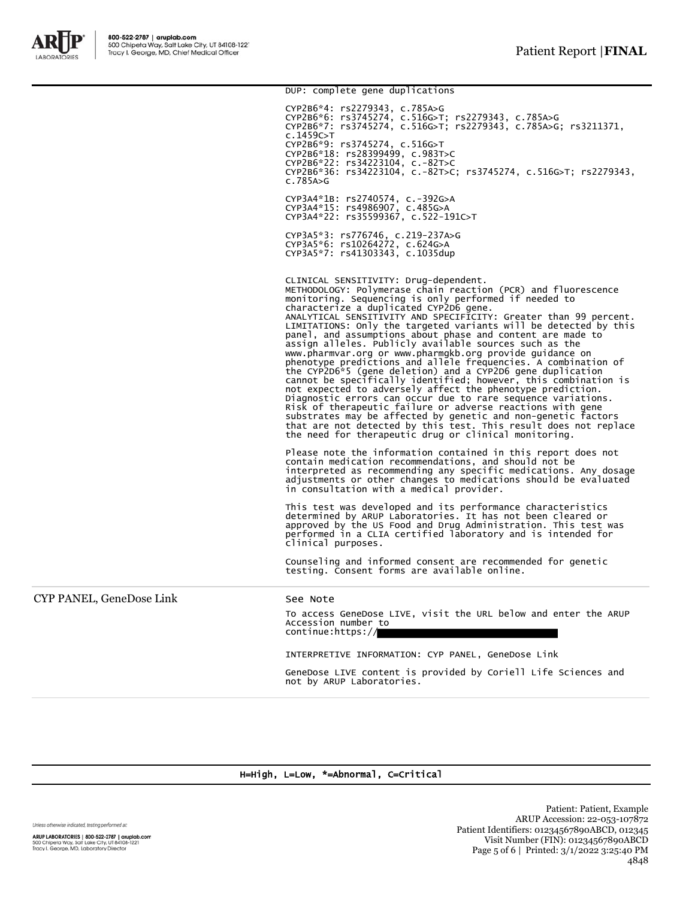DUP: complete gene duplications

CYP2B6*4: rs2279343, c.785A>G
CYP2B6*6: rs3745274, c.516G>T; rs2279343, c.785A>G
CYP2B6*7: rs3745274, c.516G>T; rs2279343, c.785A>G; rs3211371, c.1459C>T
CYP2B6*9: rs3745274, c.516G>T
CYP2B6*18: rs28399499, c.983T>C
CYP2B6*22: rs34223104, c.-82T>C
CYP2B6*36: rs34223104, c.-82T>C; rs3745274, c.516G>T; rs2279343, c.785A>G

CYP3A4*1B: rs2740574, c.-392G>A
CYP3A4*15: rs4986907, c.485G>A
CYP3A4*22: rs35599367, c.522-191C>T

CYP3A5*3: rs776746, c.219-237A>G
CYP3A5*6: rs10264272, c.624G>A
CYP3A5*7: rs41303343, c.1035dup

CLINICAL SENSITIVITY: Drug-dependent.
METHODOLOGY: Polymerase chain reaction (PCR) and fluorescence monitoring. Sequencing is only performed if needed to characterize a duplicated CYP2D6 gene.
ANALYTICAL SENSITIVITY AND SPECIFICITY: Greater than 99 percent.
LIMITATIONS: Only the targeted variants will be detected by this panel, and assumptions about phase and content are made to assign alleles. Publicly available sources such as the www.pharmvar.org or www.pharmgkb.org provide guidance on phenotype predictions and allele frequencies. A combination of the CYP2D6*5 (gene deletion) and a CYP2D6 gene duplication cannot be specifically identified; however, this combination is not expected to adversely affect the phenotype prediction. Diagnostic errors can occur due to rare sequence variations. Risk of therapeutic failure or adverse reactions with gene substrates may be affected by genetic and non-genetic factors that are not detected by this test. This result does not replace the need for therapeutic drug or clinical monitoring.

Please note the information contained in this report does not contain medication recommendations, and should not be interpreted as recommending any specific medications. Any dosage adjustments or other changes to medications should be evaluated in consultation with a medical provider.

This test was developed and its performance characteristics determined by ARUP Laboratories. It has not been cleared or approved by the US Food and Drug Administration. This test was performed in a CLIA certified laboratory and is intended for clinical purposes.

Counseling and informed consent are recommended for genetic testing. Consent forms are available online.

| CYP PANEL, GeneDose Link | See Note |
|---|---|

To access GeneDose LIVE, visit the URL below and enter the ARUP Accession number to continue:https://

INTERPRETIVE INFORMATION: CYP PANEL, GeneDose Link

GeneDose LIVE content is provided by Coriell Life Sciences and not by ARUP Laboratories.

H=High, L=Low, *=Abnormal, C=Critical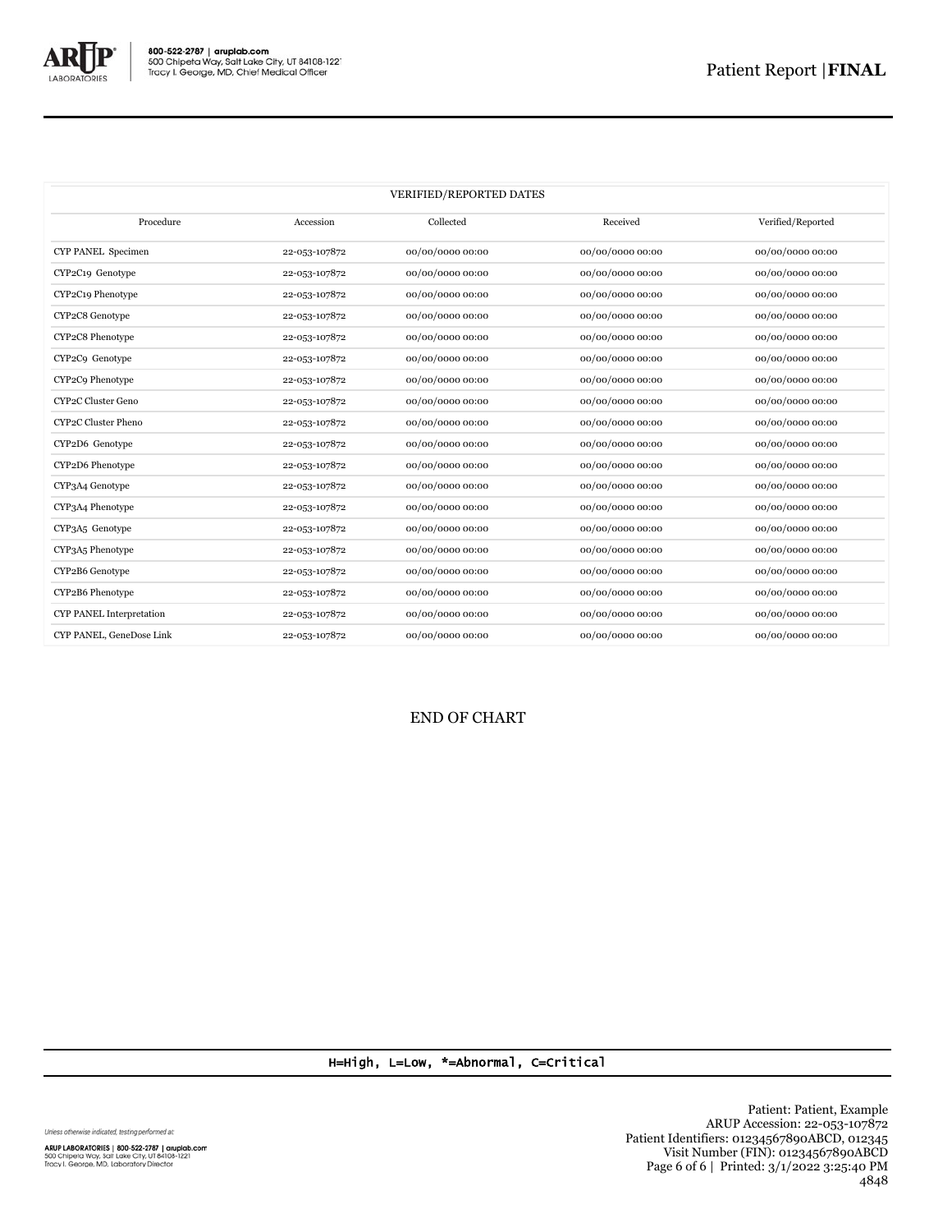| VERIFIED/REPORTED DATES | | | | |
|---|---|---|---|---|
| Procedure | Accession | Collected | Received | Verified/Reported |
| CYP PANEL Specimen | 22-053-107872 | 00/00/0000 00:00 | 00/00/0000 00:00 | 00/00/0000 00:00 |
| CYP2C19 Genotype | 22-053-107872 | 00/00/0000 00:00 | 00/00/0000 00:00 | 00/00/0000 00:00 |
| CYP2C19 Phenotype | 22-053-107872 | 00/00/0000 00:00 | 00/00/0000 00:00 | 00/00/0000 00:00 |
| CYP2C8 Genotype | 22-053-107872 | 00/00/0000 00:00 | 00/00/0000 00:00 | 00/00/0000 00:00 |
| CYP2C8 Phenotype | 22-053-107872 | 00/00/0000 00:00 | 00/00/0000 00:00 | 00/00/0000 00:00 |
| CYP2C9 Genotype | 22-053-107872 | 00/00/0000 00:00 | 00/00/0000 00:00 | 00/00/0000 00:00 |
| CYP2C9 Phenotype | 22-053-107872 | 00/00/0000 00:00 | 00/00/0000 00:00 | 00/00/0000 00:00 |
| CYP2C Cluster Geno | 22-053-107872 | 00/00/0000 00:00 | 00/00/0000 00:00 | 00/00/0000 00:00 |
| CYP2C Cluster Pheno | 22-053-107872 | 00/00/0000 00:00 | 00/00/0000 00:00 | 00/00/0000 00:00 |
| CYP2D6 Genotype | 22-053-107872 | 00/00/0000 00:00 | 00/00/0000 00:00 | 00/00/0000 00:00 |
| CYP2D6 Phenotype | 22-053-107872 | 00/00/0000 00:00 | 00/00/0000 00:00 | 00/00/0000 00:00 |
| CYP3A4 Genotype | 22-053-107872 | 00/00/0000 00:00 | 00/00/0000 00:00 | 00/00/0000 00:00 |
| CYP3A4 Phenotype | 22-053-107872 | 00/00/0000 00:00 | 00/00/0000 00:00 | 00/00/0000 00:00 |
| CYP3A5 Genotype | 22-053-107872 | 00/00/0000 00:00 | 00/00/0000 00:00 | 00/00/0000 00:00 |
| CYP3A5 Phenotype | 22-053-107872 | 00/00/0000 00:00 | 00/00/0000 00:00 | 00/00/0000 00:00 |
| CYP2B6 Genotype | 22-053-107872 | 00/00/0000 00:00 | 00/00/0000 00:00 | 00/00/0000 00:00 |
| CYP2B6 Phenotype | 22-053-107872 | 00/00/0000 00:00 | 00/00/0000 00:00 | 00/00/0000 00:00 |
| CYP PANEL Interpretation | 22-053-107872 | 00/00/0000 00:00 | 00/00/0000 00:00 | 00/00/0000 00:00 |
| CYP PANEL, GeneDose Link | 22-053-107872 | 00/00/0000 00:00 | 00/00/0000 00:00 | 00/00/0000 00:00 |

END OF CHART

H=High, L=Low, *=Abnormal, C=Critical